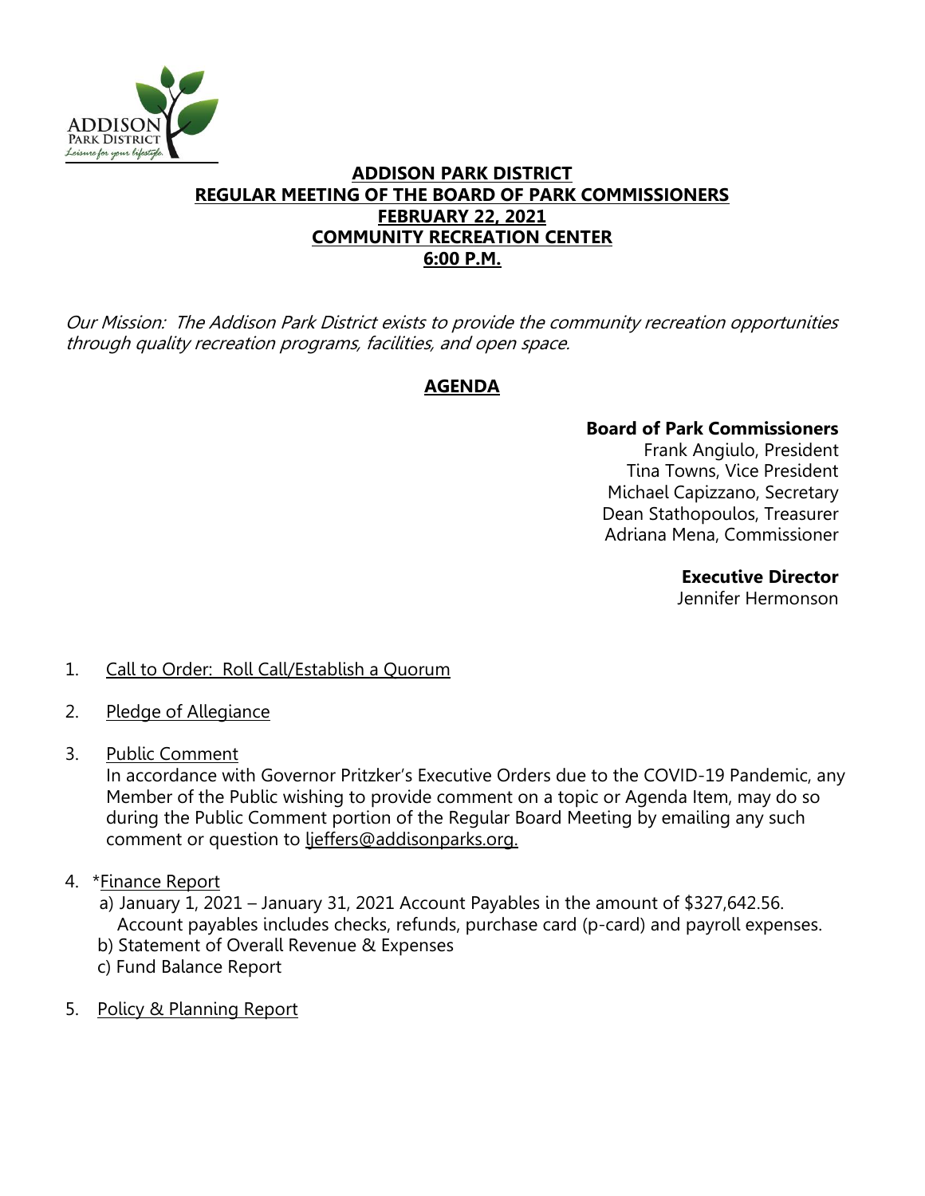# ADDISON PARK DISTRICT
## REGULAR MEETING OF THE BOARD OF PARK COMMISSIONERS
## FEBRUARY 22, 2021
## COMMUNITY RECREATION CENTER
## 6:00 P.M.

*Our Mission: The Addison Park District exists to provide the community recreation opportunities through quality recreation programs, facilities, and open space.*

## AGENDA

**Board of Park Commissioners**
Frank Angiulo, President
Tina Towns, Vice President
Michael Capizzano, Secretary
Dean Stathopoulos, Treasurer
Adriana Mena, Commissioner

**Executive Director**
Jennifer Hermonson

1. Call to Order: Roll Call/Establish a Quorum

2. Pledge of Allegiance

3. Public Comment
   In accordance with Governor Pritzker's Executive Orders due to the COVID-19 Pandemic, any Member of the Public wishing to provide comment on a topic or Agenda Item, may do so during the Public Comment portion of the Regular Board Meeting by emailing any such comment or question to ljeffers@addisonparks.org.

4. *Finance Report
   a) January 1, 2021 – January 31, 2021 Account Payables in the amount of $327,642.56. Account payables includes checks, refunds, purchase card (p-card) and payroll expenses.
   b) Statement of Overall Revenue & Expenses
   c) Fund Balance Report

5. Policy & Planning Report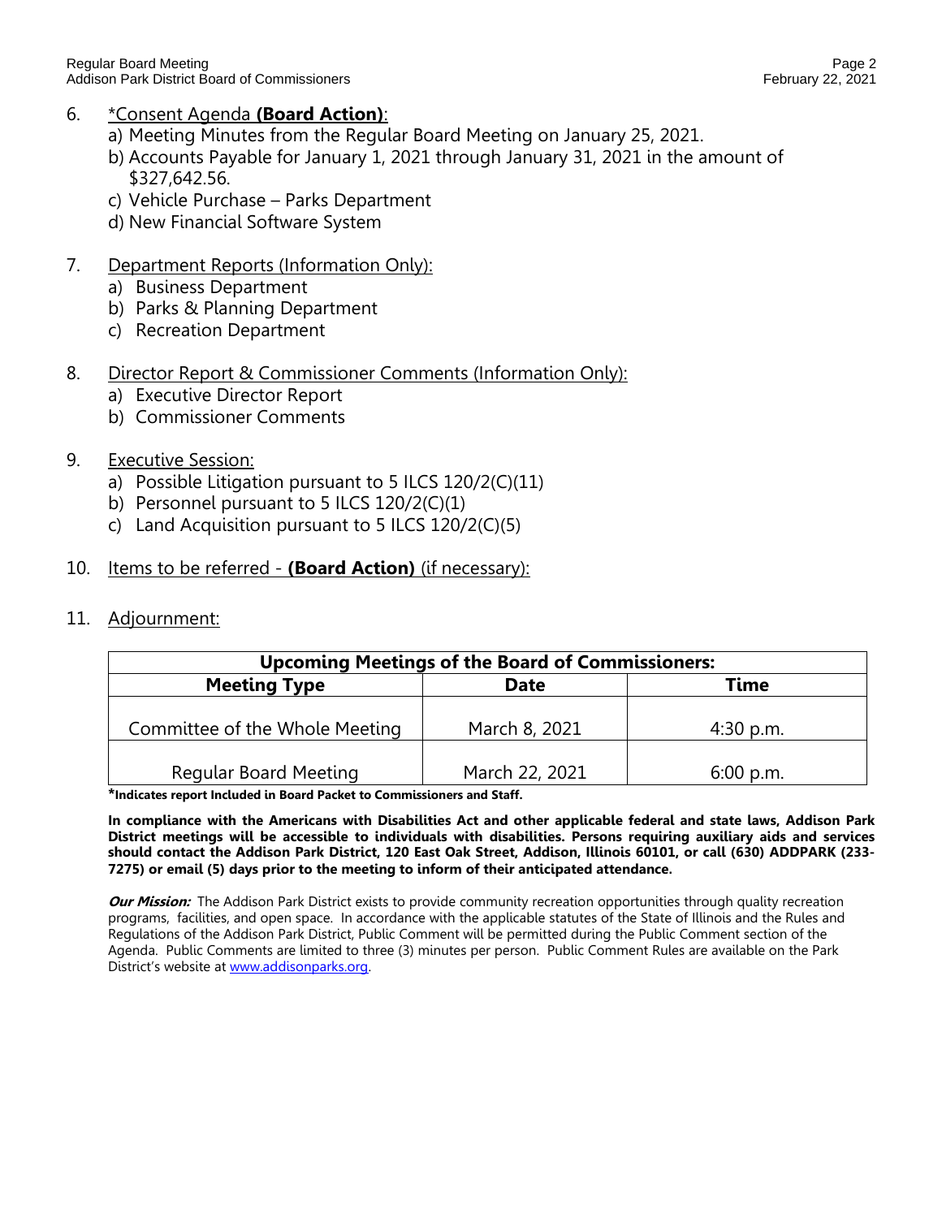6. *Consent Agenda **(Board Action)**:
   a) Meeting Minutes from the Regular Board Meeting on January 25, 2021.
   b) Accounts Payable for January 1, 2021 through January 31, 2021 in the amount of $327,642.56.
   c) Vehicle Purchase – Parks Department
   d) New Financial Software System

7. Department Reports (Information Only):
   a) Business Department
   b) Parks & Planning Department
   c) Recreation Department

8. Director Report & Commissioner Comments (Information Only):
   a) Executive Director Report
   b) Commissioner Comments

9. Executive Session:
   a) Possible Litigation pursuant to 5 ILCS 120/2(C)(11)
   b) Personnel pursuant to 5 ILCS 120/2(C)(1)
   c) Land Acquisition pursuant to 5 ILCS 120/2(C)(5)

10. Items to be referred - **(Board Action)** (if necessary):

11. Adjournment:

| **Upcoming Meetings of the Board of Commissioners:** | | |
|---|---|---|
| **Meeting Type** | **Date** | **Time** |
| Committee of the Whole Meeting | March 8, 2021 | 4:30 p.m. |
| Regular Board Meeting | March 22, 2021 | 6:00 p.m. |

***Indicates report Included in Board Packet to Commissioners and Staff.**

**In compliance with the Americans with Disabilities Act and other applicable federal and state laws, Addison Park District meetings will be accessible to individuals with disabilities. Persons requiring auxiliary aids and services should contact the Addison Park District, 120 East Oak Street, Addison, Illinois 60101, or call (630) ADDPARK (233-7275) or email (5) days prior to the meeting to inform of their anticipated attendance.**

***Our Mission:*** The Addison Park District exists to provide community recreation opportunities through quality recreation programs, facilities, and open space. In accordance with the applicable statutes of the State of Illinois and the Rules and Regulations of the Addison Park District, Public Comment will be permitted during the Public Comment section of the Agenda. Public Comments are limited to three (3) minutes per person. Public Comment Rules are available on the Park District's website at www.addisonparks.org.